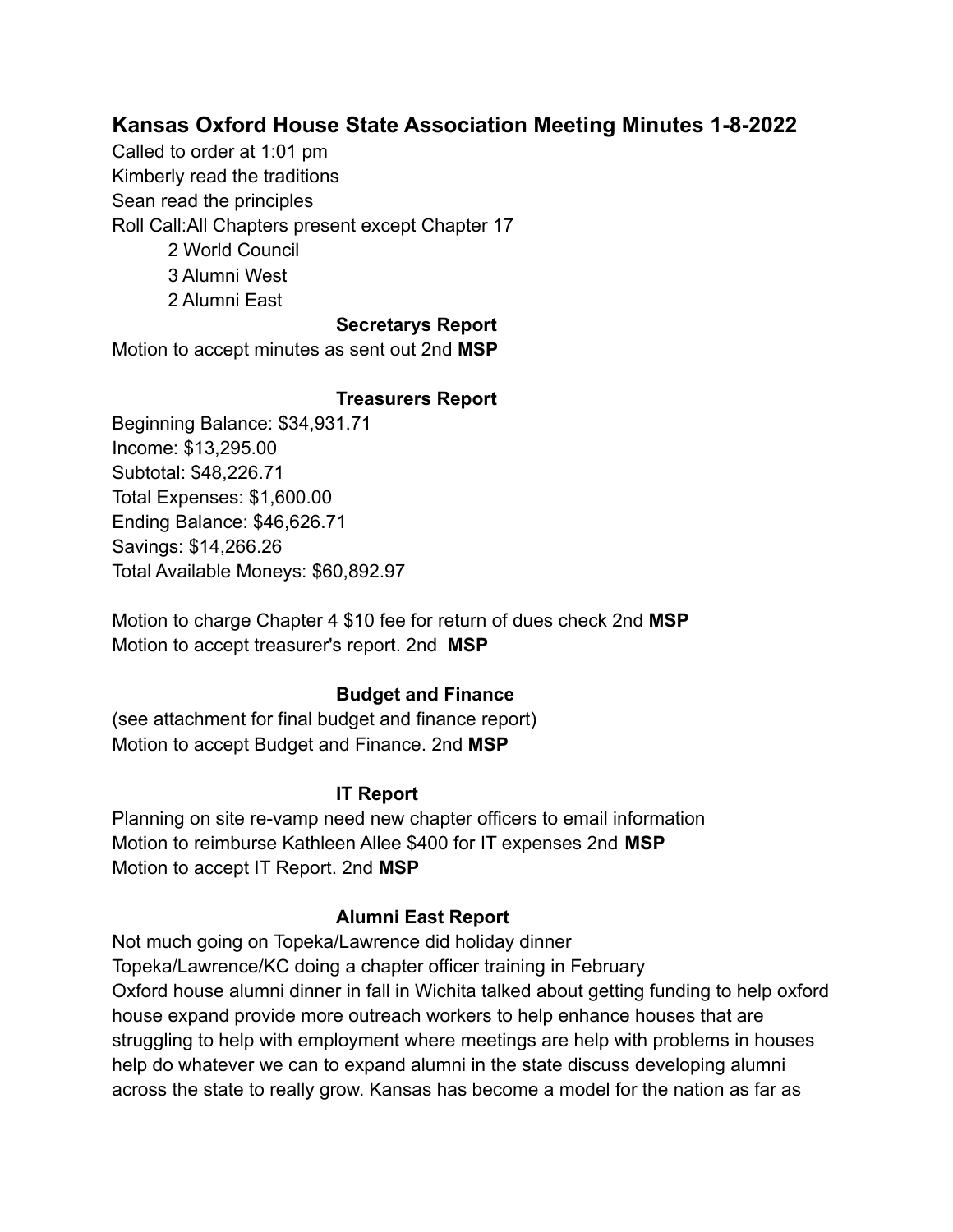# Kansas Oxford House State Association Meeting Minutes 1-8-2022

Called to order at 1:01 pm
Kimberly read the traditions
Sean read the principles
Roll Call:All Chapters present except Chapter 17

- 2 World Council
- 3 Alumni West
- 2 Alumni East

### Secretarys Report

Motion to accept minutes as sent out 2nd **MSP**

### Treasurers Report

Beginning Balance: $34,931.71
Income: $13,295.00
Subtotal: $48,226.71
Total Expenses: $1,600.00
Ending Balance: $46,626.71
Savings: $14,266.26
Total Available Moneys: $60,892.97

Motion to charge Chapter 4 $10 fee for return of dues check 2nd **MSP**
Motion to accept treasurer's report. 2nd **MSP**

### Budget and Finance

(see attachment for final budget and finance report)
Motion to accept Budget and Finance. 2nd **MSP**

### IT Report

Planning on site re-vamp need new chapter officers to email information
Motion to reimburse Kathleen Allee $400 for IT expenses 2nd **MSP**
Motion to accept IT Report. 2nd **MSP**

### Alumni East Report

Not much going on Topeka/Lawrence did holiday dinner
Topeka/Lawrence/KC doing a chapter officer training in February
Oxford house alumni dinner in fall in Wichita talked about getting funding to help oxford house expand provide more outreach workers to help enhance houses that are struggling to help with employment where meetings are help with problems in houses help do whatever we can to expand alumni in the state discuss developing alumni across the state to really grow. Kansas has become a model for the nation as far as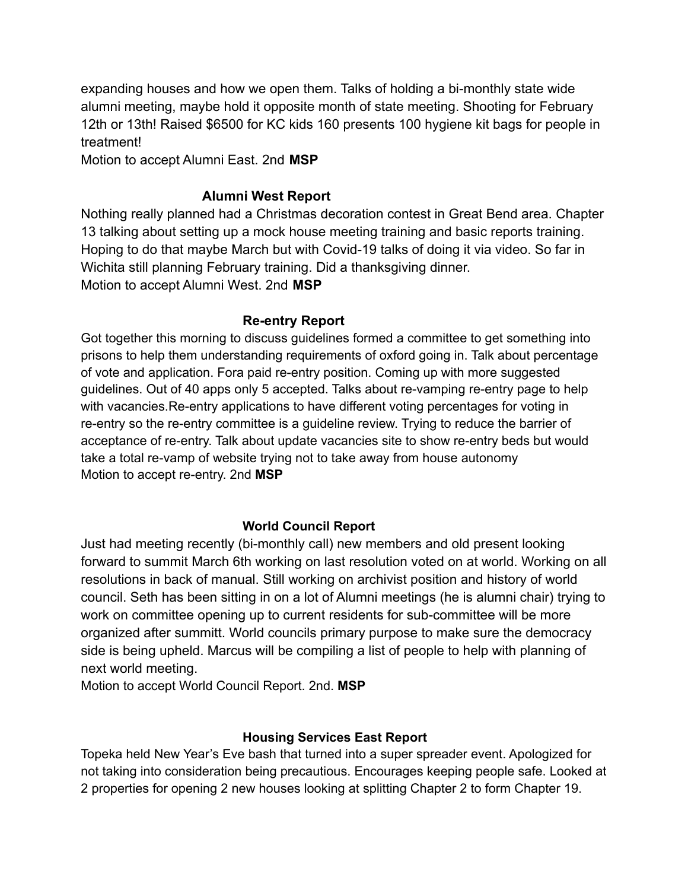expanding houses and how we open them. Talks of holding a bi-monthly state wide alumni meeting, maybe hold it opposite month of state meeting. Shooting for February 12th or 13th! Raised $6500 for KC kids 160 presents 100 hygiene kit bags for people in treatment!

Motion to accept Alumni East. 2nd **MSP**

### Alumni West Report

Nothing really planned had a Christmas decoration contest in Great Bend area. Chapter 13 talking about setting up a mock house meeting training and basic reports training. Hoping to do that maybe March but with Covid-19 talks of doing it via video. So far in Wichita still planning February training. Did a thanksgiving dinner.

Motion to accept Alumni West. 2nd **MSP**

### Re-entry Report

Got together this morning to discuss guidelines formed a committee to get something into prisons to help them understanding requirements of oxford going in. Talk about percentage of vote and application. Fora paid re-entry position. Coming up with more suggested guidelines. Out of 40 apps only 5 accepted. Talks about re-vamping re-entry page to help with vacancies.Re-entry applications to have different voting percentages for voting in re-entry so the re-entry committee is a guideline review. Trying to reduce the barrier of acceptance of re-entry. Talk about update vacancies site to show re-entry beds but would take a total re-vamp of website trying not to take away from house autonomy

Motion to accept re-entry. 2nd **MSP**

### World Council Report

Just had meeting recently (bi-monthly call) new members and old present looking forward to summit March 6th working on last resolution voted on at world. Working on all resolutions in back of manual. Still working on archivist position and history of world council. Seth has been sitting in on a lot of Alumni meetings (he is alumni chair) trying to work on committee opening up to current residents for sub-committee will be more organized after summitt. World councils primary purpose to make sure the democracy side is being upheld. Marcus will be compiling a list of people to help with planning of next world meeting.

Motion to accept World Council Report. 2nd. **MSP**

### Housing Services East Report

Topeka held New Year's Eve bash that turned into a super spreader event. Apologized for not taking into consideration being precautious. Encourages keeping people safe. Looked at 2 properties for opening 2 new houses looking at splitting Chapter 2 to form Chapter 19.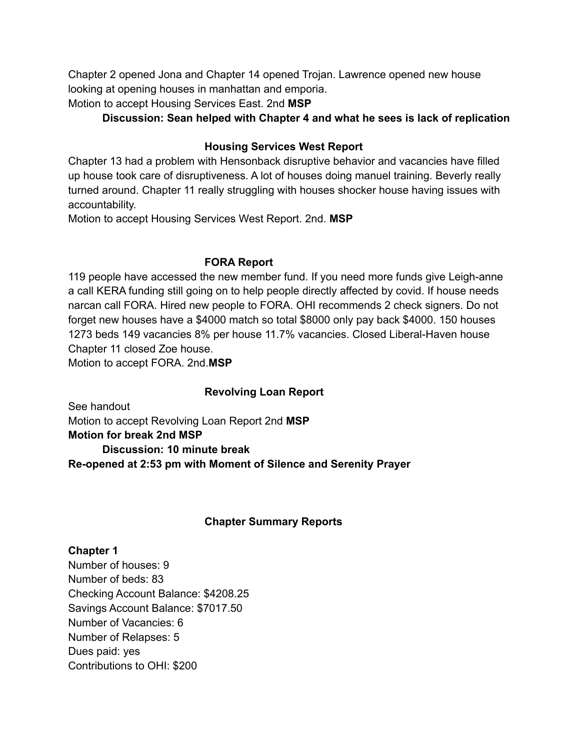Chapter 2 opened Jona and Chapter 14 opened Trojan. Lawrence opened new house looking at opening houses in manhattan and emporia.
Motion to accept Housing Services East. 2nd **MSP**

**Discussion: Sean helped with Chapter 4 and what he sees is lack of replication**

### Housing Services West Report

Chapter 13 had a problem with Hensonback disruptive behavior and vacancies have filled up house took care of disruptiveness. A lot of houses doing manuel training. Beverly really turned around. Chapter 11 really struggling with houses shocker house having issues with accountability.
Motion to accept Housing Services West Report. 2nd. **MSP**

### FORA Report

119 people have accessed the new member fund. If you need more funds give Leigh-anne a call KERA funding still going on to help people directly affected by covid. If house needs narcan call FORA. Hired new people to FORA. OHI recommends 2 check signers. Do not forget new houses have a $4000 match so total $8000 only pay back $4000. 150 houses 1273 beds 149 vacancies 8% per house 11.7% vacancies. Closed Liberal-Haven house Chapter 11 closed Zoe house.
Motion to accept FORA. 2nd.**MSP**

### Revolving Loan Report

See handout
Motion to accept Revolving Loan Report 2nd **MSP**
**Motion for break 2nd MSP**

**Discussion: 10 minute break**

**Re-opened at 2:53 pm with Moment of Silence and Serenity Prayer**

### Chapter Summary Reports

**Chapter 1**
Number of houses: 9
Number of beds: 83
Checking Account Balance: $4208.25
Savings Account Balance: $7017.50
Number of Vacancies: 6
Number of Relapses: 5
Dues paid: yes
Contributions to OHI: $200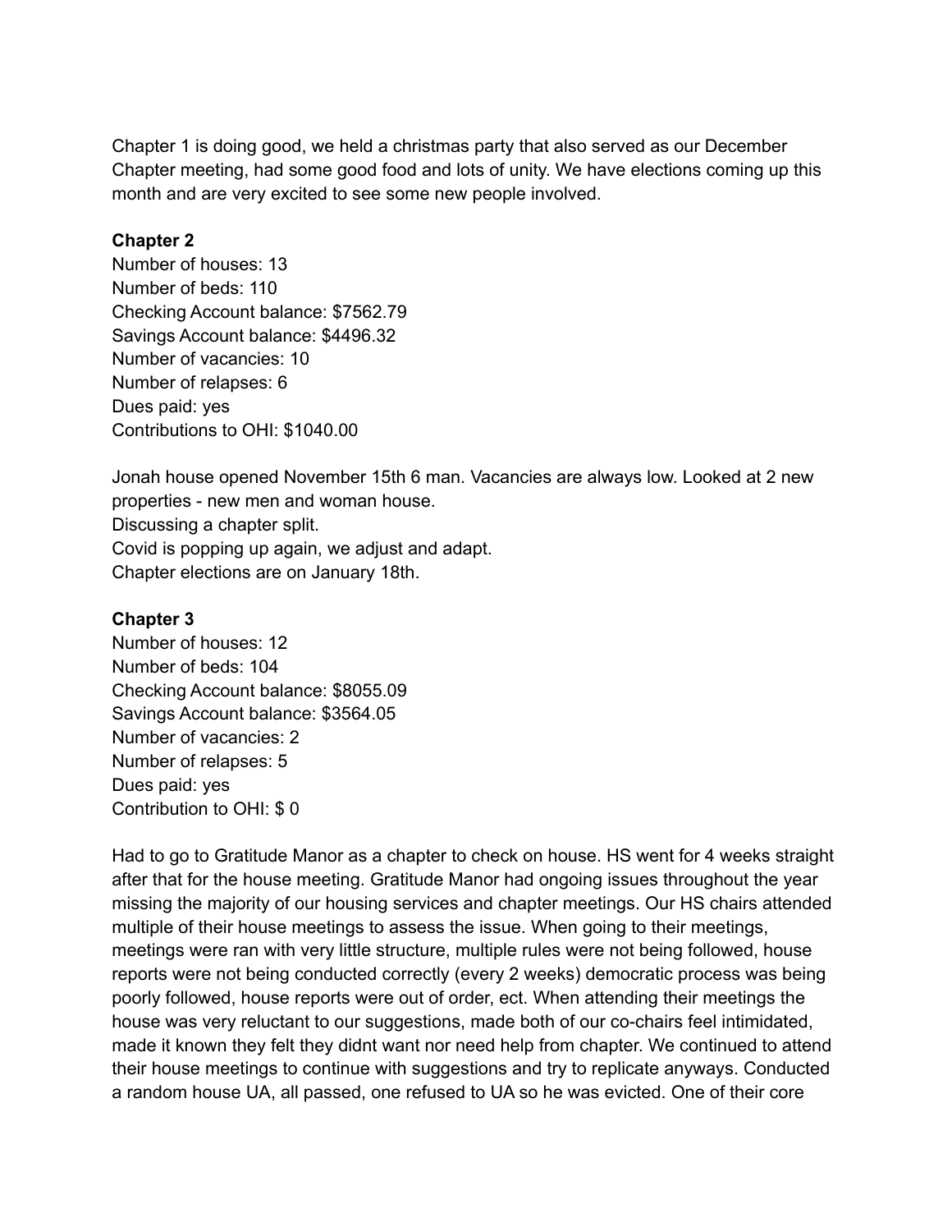Chapter 1 is doing good, we held a christmas party that also served as our December Chapter meeting, had some good food and lots of unity. We have elections coming up this month and are very excited to see some new people involved.

**Chapter 2**
Number of houses: 13
Number of beds: 110
Checking Account balance: $7562.79
Savings Account balance: $4496.32
Number of vacancies: 10
Number of relapses: 6
Dues paid: yes
Contributions to OHI: $1040.00

Jonah house opened November 15th 6 man. Vacancies are always low. Looked at 2 new properties - new men and woman house.
Discussing a chapter split.
Covid is popping up again, we adjust and adapt.
Chapter elections are on January 18th.

**Chapter 3**
Number of houses: 12
Number of beds: 104
Checking Account balance: $8055.09
Savings Account balance: $3564.05
Number of vacancies: 2
Number of relapses: 5
Dues paid: yes
Contribution to OHI: $ 0

Had to go to Gratitude Manor as a chapter to check on house. HS went for 4 weeks straight after that for the house meeting. Gratitude Manor had ongoing issues throughout the year missing the majority of our housing services and chapter meetings. Our HS chairs attended multiple of their house meetings to assess the issue. When going to their meetings, meetings were ran with very little structure, multiple rules were not being followed, house reports were not being conducted correctly (every 2 weeks) democratic process was being poorly followed, house reports were out of order, ect. When attending their meetings the house was very reluctant to our suggestions, made both of our co-chairs feel intimidated, made it known they felt they didnt want nor need help from chapter. We continued to attend their house meetings to continue with suggestions and try to replicate anyways. Conducted a random house UA, all passed, one refused to UA so he was evicted. One of their core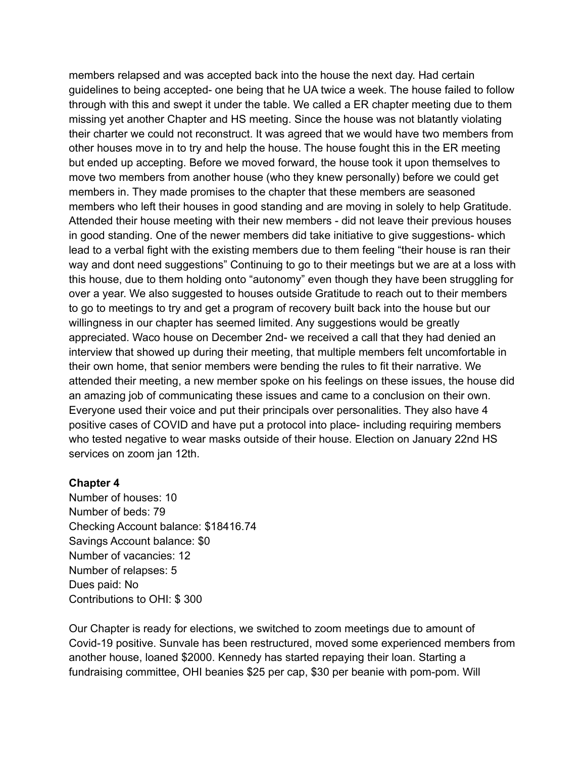members relapsed and was accepted back into the house the next day. Had certain guidelines to being accepted- one being that he UA twice a week. The house failed to follow through with this and swept it under the table. We called a ER chapter meeting due to them missing yet another Chapter and HS meeting. Since the house was not blatantly violating their charter we could not reconstruct. It was agreed that we would have two members from other houses move in to try and help the house. The house fought this in the ER meeting but ended up accepting. Before we moved forward, the house took it upon themselves to move two members from another house (who they knew personally) before we could get members in. They made promises to the chapter that these members are seasoned members who left their houses in good standing and are moving in solely to help Gratitude. Attended their house meeting with their new members - did not leave their previous houses in good standing. One of the newer members did take initiative to give suggestions- which lead to a verbal fight with the existing members due to them feeling "their house is ran their way and dont need suggestions" Continuing to go to their meetings but we are at a loss with this house, due to them holding onto "autonomy" even though they have been struggling for over a year. We also suggested to houses outside Gratitude to reach out to their members to go to meetings to try and get a program of recovery built back into the house but our willingness in our chapter has seemed limited. Any suggestions would be greatly appreciated. Waco house on December 2nd- we received a call that they had denied an interview that showed up during their meeting, that multiple members felt uncomfortable in their own home, that senior members were bending the rules to fit their narrative. We attended their meeting, a new member spoke on his feelings on these issues, the house did an amazing job of communicating these issues and came to a conclusion on their own. Everyone used their voice and put their principals over personalities. They also have 4 positive cases of COVID and have put a protocol into place- including requiring members who tested negative to wear masks outside of their house. Election on January 22nd HS services on zoom jan 12th.

**Chapter 4**
Number of houses: 10
Number of beds: 79
Checking Account balance: $18416.74
Savings Account balance: $0
Number of vacancies: 12
Number of relapses: 5
Dues paid: No
Contributions to OHI: $ 300

Our Chapter is ready for elections, we switched to zoom meetings due to amount of Covid-19 positive. Sunvale has been restructured, moved some experienced members from another house, loaned $2000. Kennedy has started repaying their loan. Starting a fundraising committee, OHI beanies $25 per cap, $30 per beanie with pom-pom. Will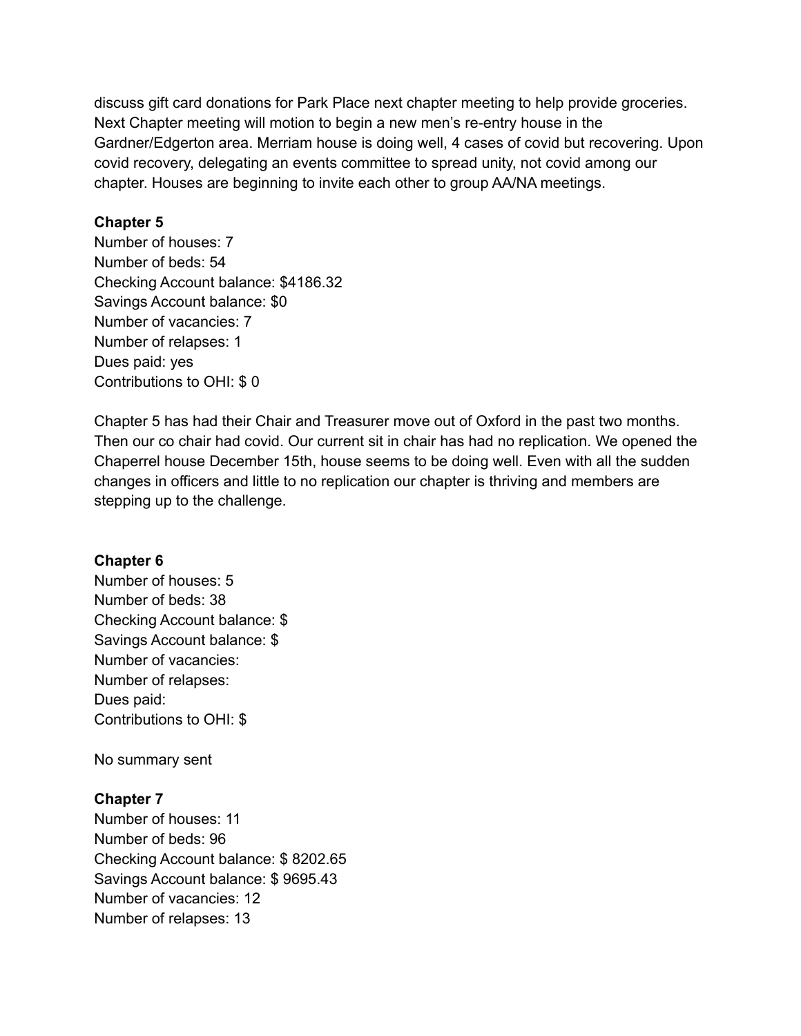discuss gift card donations for Park Place next chapter meeting to help provide groceries. Next Chapter meeting will motion to begin a new men's re-entry house in the Gardner/Edgerton area. Merriam house is doing well, 4 cases of covid but recovering. Upon covid recovery, delegating an events committee to spread unity, not covid among our chapter. Houses are beginning to invite each other to group AA/NA meetings.

**Chapter 5**

Number of houses: 7
Number of beds: 54
Checking Account balance: $4186.32
Savings Account balance: $0
Number of vacancies: 7
Number of relapses: 1
Dues paid: yes
Contributions to OHI: $ 0

Chapter 5 has had their Chair and Treasurer move out of Oxford in the past two months. Then our co chair had covid. Our current sit in chair has had no replication. We opened the Chaperrel house December 15th, house seems to be doing well. Even with all the sudden changes in officers and little to no replication our chapter is thriving and members are stepping up to the challenge.

**Chapter 6**

Number of houses: 5
Number of beds: 38
Checking Account balance: $
Savings Account balance: $
Number of vacancies:
Number of relapses:
Dues paid:
Contributions to OHI: $

No summary sent

**Chapter 7**

Number of houses: 11
Number of beds: 96
Checking Account balance: $ 8202.65
Savings Account balance: $ 9695.43
Number of vacancies: 12
Number of relapses: 13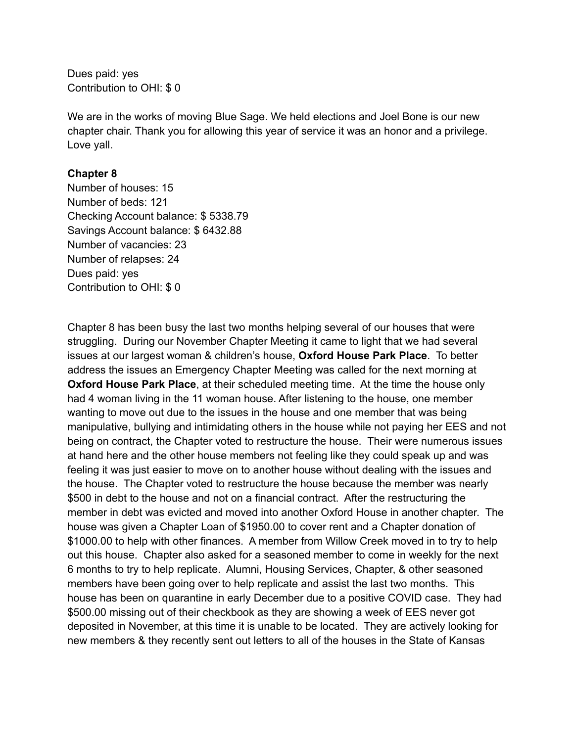Dues paid: yes
Contribution to OHI: $ 0

We are in the works of moving Blue Sage. We held elections and Joel Bone is our new chapter chair. Thank you for allowing this year of service it was an honor and a privilege. Love yall.

**Chapter 8**
Number of houses: 15
Number of beds: 121
Checking Account balance: $ 5338.79
Savings Account balance: $ 6432.88
Number of vacancies: 23
Number of relapses: 24
Dues paid: yes
Contribution to OHI: $ 0

Chapter 8 has been busy the last two months helping several of our houses that were struggling. During our November Chapter Meeting it came to light that we had several issues at our largest woman & children's house, **Oxford House Park Place**. To better address the issues an Emergency Chapter Meeting was called for the next morning at **Oxford House Park Place**, at their scheduled meeting time. At the time the house only had 4 woman living in the 11 woman house. After listening to the house, one member wanting to move out due to the issues in the house and one member that was being manipulative, bullying and intimidating others in the house while not paying her EES and not being on contract, the Chapter voted to restructure the house. Their were numerous issues at hand here and the other house members not feeling like they could speak up and was feeling it was just easier to move on to another house without dealing with the issues and the house. The Chapter voted to restructure the house because the member was nearly $500 in debt to the house and not on a financial contract. After the restructuring the member in debt was evicted and moved into another Oxford House in another chapter. The house was given a Chapter Loan of $1950.00 to cover rent and a Chapter donation of $1000.00 to help with other finances. A member from Willow Creek moved in to try to help out this house. Chapter also asked for a seasoned member to come in weekly for the next 6 months to try to help replicate. Alumni, Housing Services, Chapter, & other seasoned members have been going over to help replicate and assist the last two months. This house has been on quarantine in early December due to a positive COVID case. They had $500.00 missing out of their checkbook as they are showing a week of EES never got deposited in November, at this time it is unable to be located. They are actively looking for new members & they recently sent out letters to all of the houses in the State of Kansas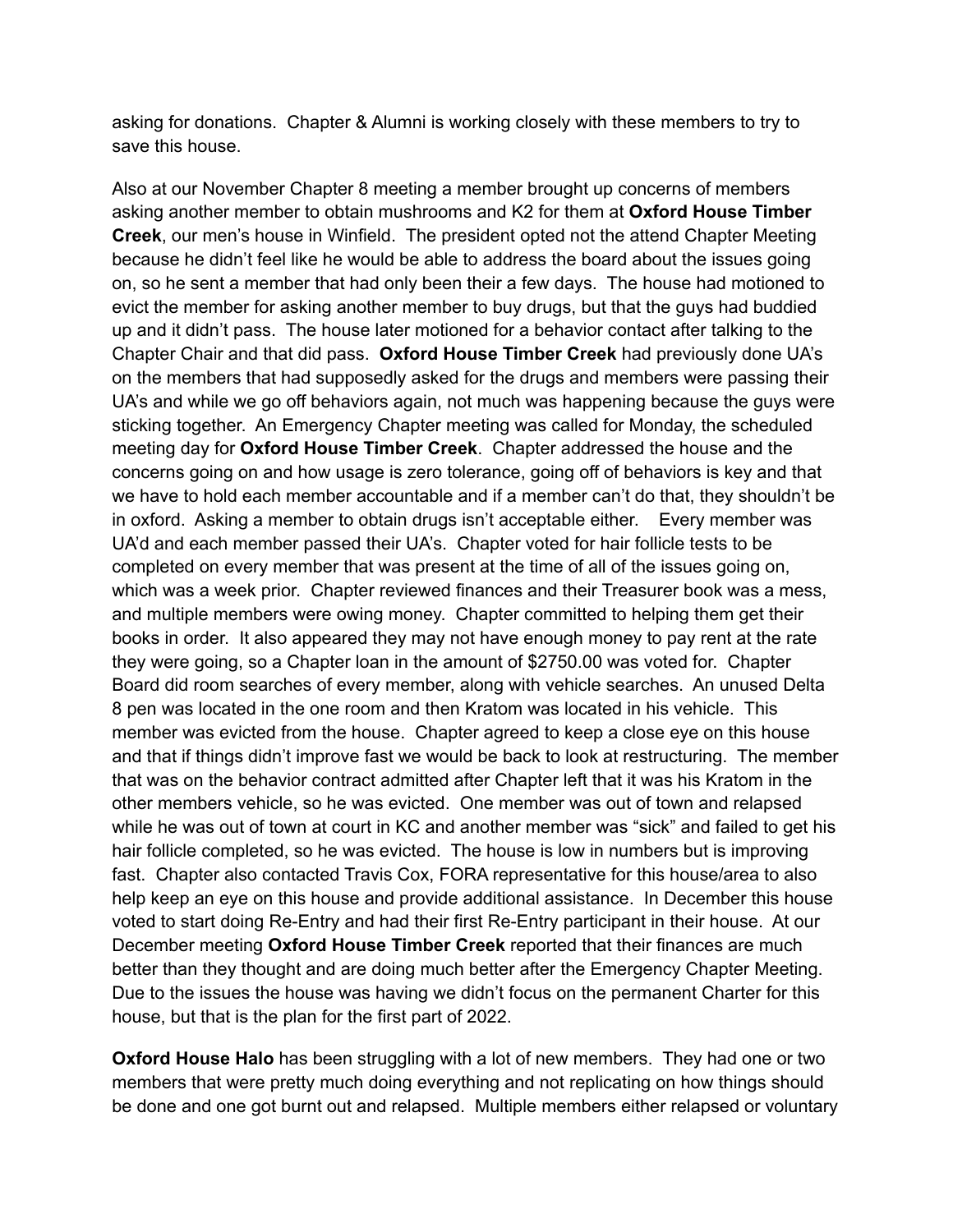asking for donations. Chapter & Alumni is working closely with these members to try to save this house.

Also at our November Chapter 8 meeting a member brought up concerns of members asking another member to obtain mushrooms and K2 for them at **Oxford House Timber Creek**, our men's house in Winfield. The president opted not the attend Chapter Meeting because he didn't feel like he would be able to address the board about the issues going on, so he sent a member that had only been their a few days. The house had motioned to evict the member for asking another member to buy drugs, but that the guys had buddied up and it didn't pass. The house later motioned for a behavior contact after talking to the Chapter Chair and that did pass. **Oxford House Timber Creek** had previously done UA's on the members that had supposedly asked for the drugs and members were passing their UA's and while we go off behaviors again, not much was happening because the guys were sticking together. An Emergency Chapter meeting was called for Monday, the scheduled meeting day for **Oxford House Timber Creek**. Chapter addressed the house and the concerns going on and how usage is zero tolerance, going off of behaviors is key and that we have to hold each member accountable and if a member can't do that, they shouldn't be in oxford. Asking a member to obtain drugs isn't acceptable either. Every member was UA'd and each member passed their UA's. Chapter voted for hair follicle tests to be completed on every member that was present at the time of all of the issues going on, which was a week prior. Chapter reviewed finances and their Treasurer book was a mess, and multiple members were owing money. Chapter committed to helping them get their books in order. It also appeared they may not have enough money to pay rent at the rate they were going, so a Chapter loan in the amount of $2750.00 was voted for. Chapter Board did room searches of every member, along with vehicle searches. An unused Delta 8 pen was located in the one room and then Kratom was located in his vehicle. This member was evicted from the house. Chapter agreed to keep a close eye on this house and that if things didn't improve fast we would be back to look at restructuring. The member that was on the behavior contract admitted after Chapter left that it was his Kratom in the other members vehicle, so he was evicted. One member was out of town and relapsed while he was out of town at court in KC and another member was "sick" and failed to get his hair follicle completed, so he was evicted. The house is low in numbers but is improving fast. Chapter also contacted Travis Cox, FORA representative for this house/area to also help keep an eye on this house and provide additional assistance. In December this house voted to start doing Re-Entry and had their first Re-Entry participant in their house. At our December meeting **Oxford House Timber Creek** reported that their finances are much better than they thought and are doing much better after the Emergency Chapter Meeting. Due to the issues the house was having we didn't focus on the permanent Charter for this house, but that is the plan for the first part of 2022.

**Oxford House Halo** has been struggling with a lot of new members. They had one or two members that were pretty much doing everything and not replicating on how things should be done and one got burnt out and relapsed. Multiple members either relapsed or voluntary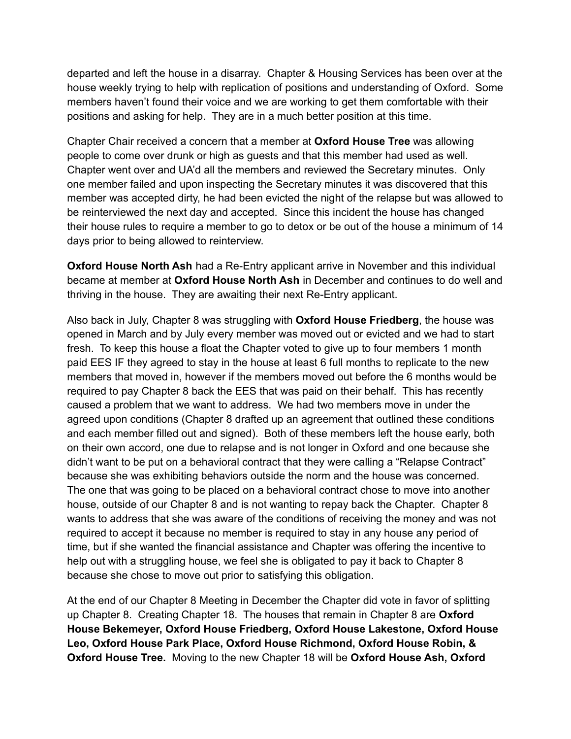departed and left the house in a disarray. Chapter & Housing Services has been over at the house weekly trying to help with replication of positions and understanding of Oxford. Some members haven't found their voice and we are working to get them comfortable with their positions and asking for help. They are in a much better position at this time.

Chapter Chair received a concern that a member at **Oxford House Tree** was allowing people to come over drunk or high as guests and that this member had used as well. Chapter went over and UA'd all the members and reviewed the Secretary minutes. Only one member failed and upon inspecting the Secretary minutes it was discovered that this member was accepted dirty, he had been evicted the night of the relapse but was allowed to be reinterviewed the next day and accepted. Since this incident the house has changed their house rules to require a member to go to detox or be out of the house a minimum of 14 days prior to being allowed to reinterview.

**Oxford House North Ash** had a Re-Entry applicant arrive in November and this individual became at member at **Oxford House North Ash** in December and continues to do well and thriving in the house. They are awaiting their next Re-Entry applicant.

Also back in July, Chapter 8 was struggling with **Oxford House Friedberg**, the house was opened in March and by July every member was moved out or evicted and we had to start fresh. To keep this house a float the Chapter voted to give up to four members 1 month paid EES IF they agreed to stay in the house at least 6 full months to replicate to the new members that moved in, however if the members moved out before the 6 months would be required to pay Chapter 8 back the EES that was paid on their behalf. This has recently caused a problem that we want to address. We had two members move in under the agreed upon conditions (Chapter 8 drafted up an agreement that outlined these conditions and each member filled out and signed). Both of these members left the house early, both on their own accord, one due to relapse and is not longer in Oxford and one because she didn't want to be put on a behavioral contract that they were calling a "Relapse Contract" because she was exhibiting behaviors outside the norm and the house was concerned. The one that was going to be placed on a behavioral contract chose to move into another house, outside of our Chapter 8 and is not wanting to repay back the Chapter. Chapter 8 wants to address that she was aware of the conditions of receiving the money and was not required to accept it because no member is required to stay in any house any period of time, but if she wanted the financial assistance and Chapter was offering the incentive to help out with a struggling house, we feel she is obligated to pay it back to Chapter 8 because she chose to move out prior to satisfying this obligation.

At the end of our Chapter 8 Meeting in December the Chapter did vote in favor of splitting up Chapter 8. Creating Chapter 18. The houses that remain in Chapter 8 are **Oxford House Bekemeyer, Oxford House Friedberg, Oxford House Lakestone, Oxford House Leo, Oxford House Park Place, Oxford House Richmond, Oxford House Robin, & Oxford House Tree.** Moving to the new Chapter 18 will be **Oxford House Ash, Oxford**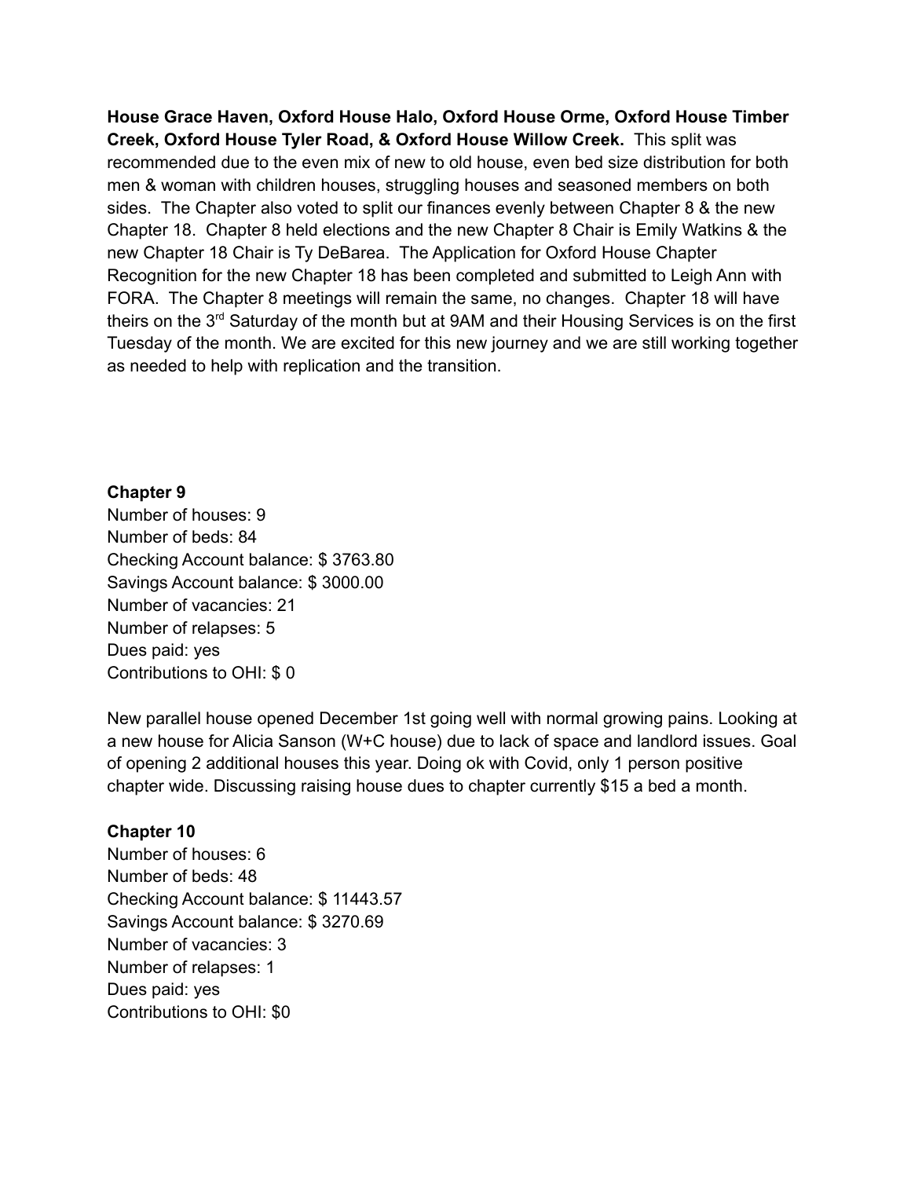**House Grace Haven, Oxford House Halo, Oxford House Orme, Oxford House Timber Creek, Oxford House Tyler Road, & Oxford House Willow Creek.** This split was recommended due to the even mix of new to old house, even bed size distribution for both men & woman with children houses, struggling houses and seasoned members on both sides. The Chapter also voted to split our finances evenly between Chapter 8 & the new Chapter 18. Chapter 8 held elections and the new Chapter 8 Chair is Emily Watkins & the new Chapter 18 Chair is Ty DeBarea. The Application for Oxford House Chapter Recognition for the new Chapter 18 has been completed and submitted to Leigh Ann with FORA. The Chapter 8 meetings will remain the same, no changes. Chapter 18 will have theirs on the 3rd Saturday of the month but at 9AM and their Housing Services is on the first Tuesday of the month. We are excited for this new journey and we are still working together as needed to help with replication and the transition.

**Chapter 9**

Number of houses: 9
Number of beds: 84
Checking Account balance: $ 3763.80
Savings Account balance: $ 3000.00
Number of vacancies: 21
Number of relapses: 5
Dues paid: yes
Contributions to OHI: $ 0

New parallel house opened December 1st going well with normal growing pains. Looking at a new house for Alicia Sanson (W+C house) due to lack of space and landlord issues. Goal of opening 2 additional houses this year. Doing ok with Covid, only 1 person positive chapter wide. Discussing raising house dues to chapter currently $15 a bed a month.

**Chapter 10**

Number of houses: 6
Number of beds: 48
Checking Account balance: $ 11443.57
Savings Account balance: $ 3270.69
Number of vacancies: 3
Number of relapses: 1
Dues paid: yes
Contributions to OHI: $0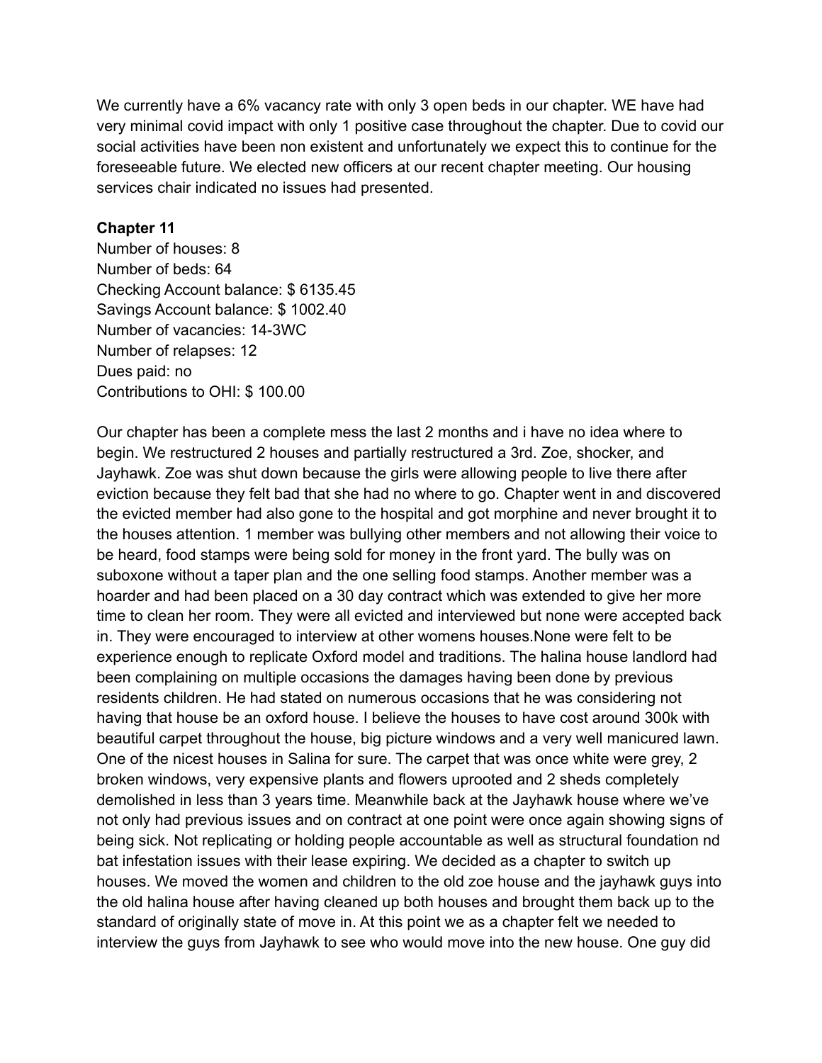We currently have a 6% vacancy rate with only 3 open beds in our chapter. WE have had very minimal covid impact with only 1 positive case throughout the chapter. Due to covid our social activities have been non existent and unfortunately we expect this to continue for the foreseeable future. We elected new officers at our recent chapter meeting. Our housing services chair indicated no issues had presented.

**Chapter 11**

Number of houses: 8
Number of beds: 64
Checking Account balance: $ 6135.45
Savings Account balance: $ 1002.40
Number of vacancies: 14-3WC
Number of relapses: 12
Dues paid: no
Contributions to OHI: $ 100.00

Our chapter has been a complete mess the last 2 months and i have no idea where to begin. We restructured 2 houses and partially restructured a 3rd. Zoe, shocker, and Jayhawk. Zoe was shut down because the girls were allowing people to live there after eviction because they felt bad that she had no where to go. Chapter went in and discovered the evicted member had also gone to the hospital and got morphine and never brought it to the houses attention. 1 member was bullying other members and not allowing their voice to be heard, food stamps were being sold for money in the front yard. The bully was on suboxone without a taper plan and the one selling food stamps. Another member was a hoarder and had been placed on a 30 day contract which was extended to give her more time to clean her room. They were all evicted and interviewed but none were accepted back in. They were encouraged to interview at other womens houses.None were felt to be experience enough to replicate Oxford model and traditions. The halina house landlord had been complaining on multiple occasions the damages having been done by previous residents children. He had stated on numerous occasions that he was considering not having that house be an oxford house. I believe the houses to have cost around 300k with beautiful carpet throughout the house, big picture windows and a very well manicured lawn. One of the nicest houses in Salina for sure. The carpet that was once white were grey, 2 broken windows, very expensive plants and flowers uprooted and 2 sheds completely demolished in less than 3 years time. Meanwhile back at the Jayhawk house where we've not only had previous issues and on contract at one point were once again showing signs of being sick. Not replicating or holding people accountable as well as structural foundation nd bat infestation issues with their lease expiring. We decided as a chapter to switch up houses. We moved the women and children to the old zoe house and the jayhawk guys into the old halina house after having cleaned up both houses and brought them back up to the standard of originally state of move in. At this point we as a chapter felt we needed to interview the guys from Jayhawk to see who would move into the new house. One guy did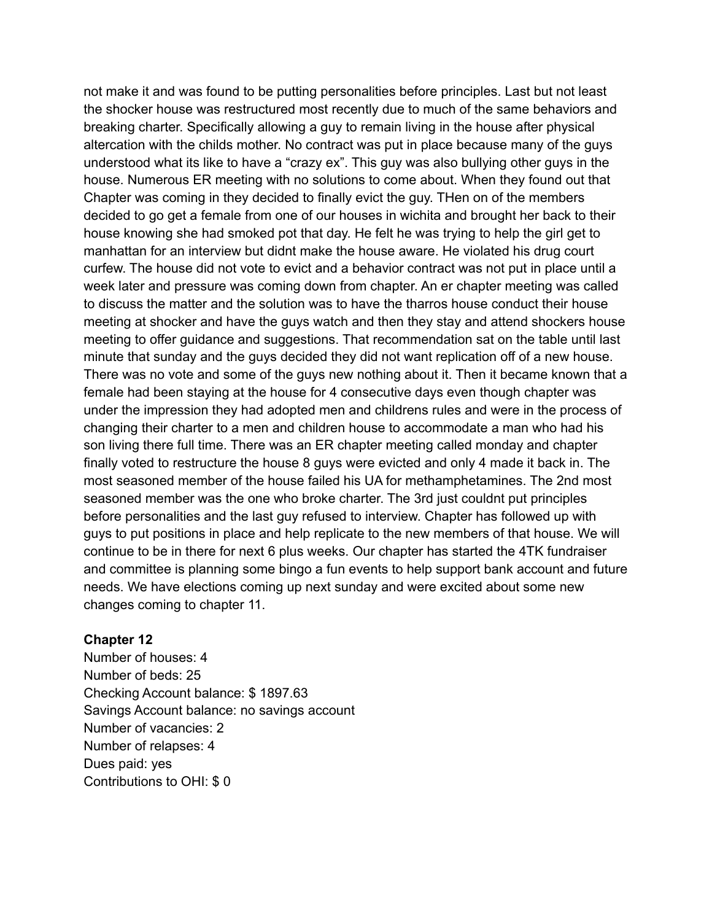not make it and was found to be putting personalities before principles. Last but not least the shocker house was restructured most recently due to much of the same behaviors and breaking charter. Specifically allowing a guy to remain living in the house after physical altercation with the childs mother. No contract was put in place because many of the guys understood what its like to have a “crazy ex”. This guy was also bullying other guys in the house. Numerous ER meeting with no solutions to come about. When they found out that Chapter was coming in they decided to finally evict the guy. THen on of the members decided to go get a female from one of our houses in wichita and brought her back to their house knowing she had smoked pot that day. He felt he was trying to help the girl get to manhattan for an interview but didnt make the house aware. He violated his drug court curfew. The house did not vote to evict and a behavior contract was not put in place until a week later and pressure was coming down from chapter. An er chapter meeting was called to discuss the matter and the solution was to have the tharros house conduct their house meeting at shocker and have the guys watch and then they stay and attend shockers house meeting to offer guidance and suggestions. That recommendation sat on the table until last minute that sunday and the guys decided they did not want replication off of a new house. There was no vote and some of the guys new nothing about it. Then it became known that a female had been staying at the house for 4 consecutive days even though chapter was under the impression they had adopted men and childrens rules and were in the process of changing their charter to a men and children house to accommodate a man who had his son living there full time. There was an ER chapter meeting called monday and chapter finally voted to restructure the house 8 guys were evicted and only 4 made it back in. The most seasoned member of the house failed his UA for methamphetamines. The 2nd most seasoned member was the one who broke charter. The 3rd just couldnt put principles before personalities and the last guy refused to interview. Chapter has followed up with guys to put positions in place and help replicate to the new members of that house. We will continue to be in there for next 6 plus weeks. Our chapter has started the 4TK fundraiser and committee is planning some bingo a fun events to help support bank account and future needs. We have elections coming up next sunday and were excited about some new changes coming to chapter 11.

**Chapter 12**
Number of houses: 4
Number of beds: 25
Checking Account balance: $ 1897.63
Savings Account balance: no savings account
Number of vacancies: 2
Number of relapses: 4
Dues paid: yes
Contributions to OHI: $ 0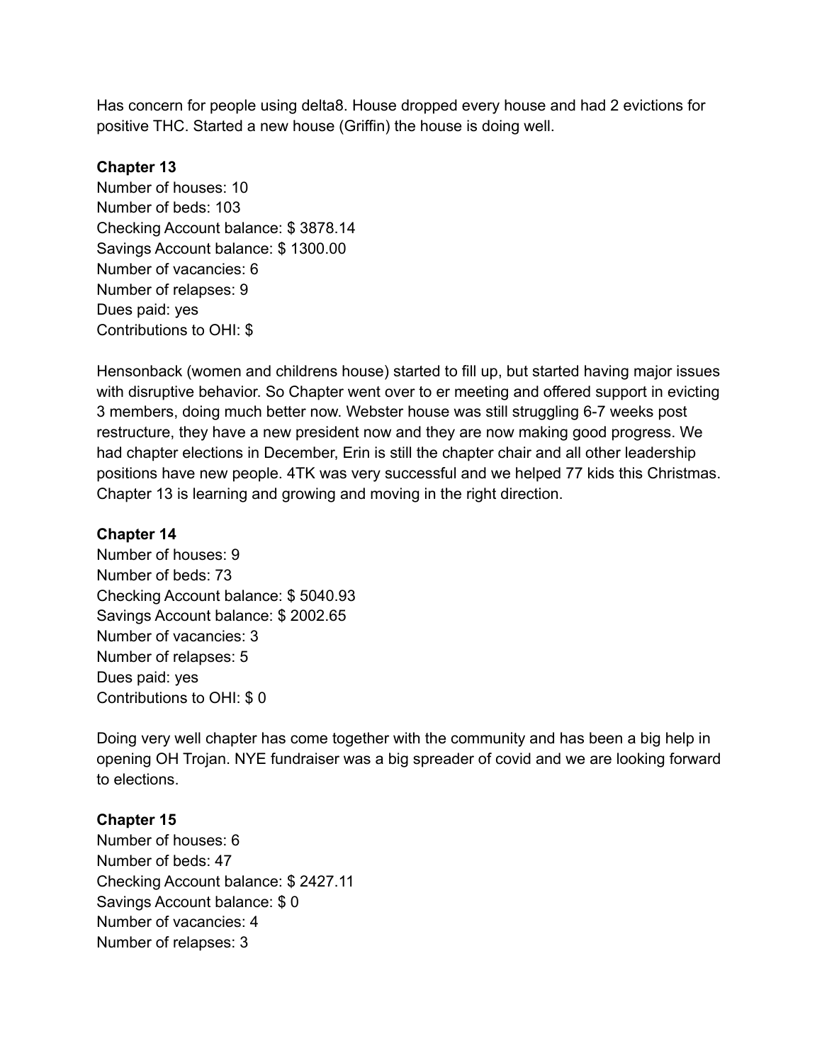Has concern for people using delta8. House dropped every house and had 2 evictions for positive THC. Started a new house (Griffin) the house is doing well.

**Chapter 13**
Number of houses: 10
Number of beds: 103
Checking Account balance: $ 3878.14
Savings Account balance: $ 1300.00
Number of vacancies: 6
Number of relapses: 9
Dues paid: yes
Contributions to OHI: $

Hensonback (women and childrens house) started to fill up, but started having major issues with disruptive behavior. So Chapter went over to er meeting and offered support in evicting 3 members, doing much better now. Webster house was still struggling 6-7 weeks post restructure, they have a new president now and they are now making good progress. We had chapter elections in December, Erin is still the chapter chair and all other leadership positions have new people. 4TK was very successful and we helped 77 kids this Christmas. Chapter 13 is learning and growing and moving in the right direction.

**Chapter 14**
Number of houses: 9
Number of beds: 73
Checking Account balance: $ 5040.93
Savings Account balance: $ 2002.65
Number of vacancies: 3
Number of relapses: 5
Dues paid: yes
Contributions to OHI: $ 0

Doing very well chapter has come together with the community and has been a big help in opening OH Trojan. NYE fundraiser was a big spreader of covid and we are looking forward to elections.

**Chapter 15**
Number of houses: 6
Number of beds: 47
Checking Account balance: $ 2427.11
Savings Account balance: $ 0
Number of vacancies: 4
Number of relapses: 3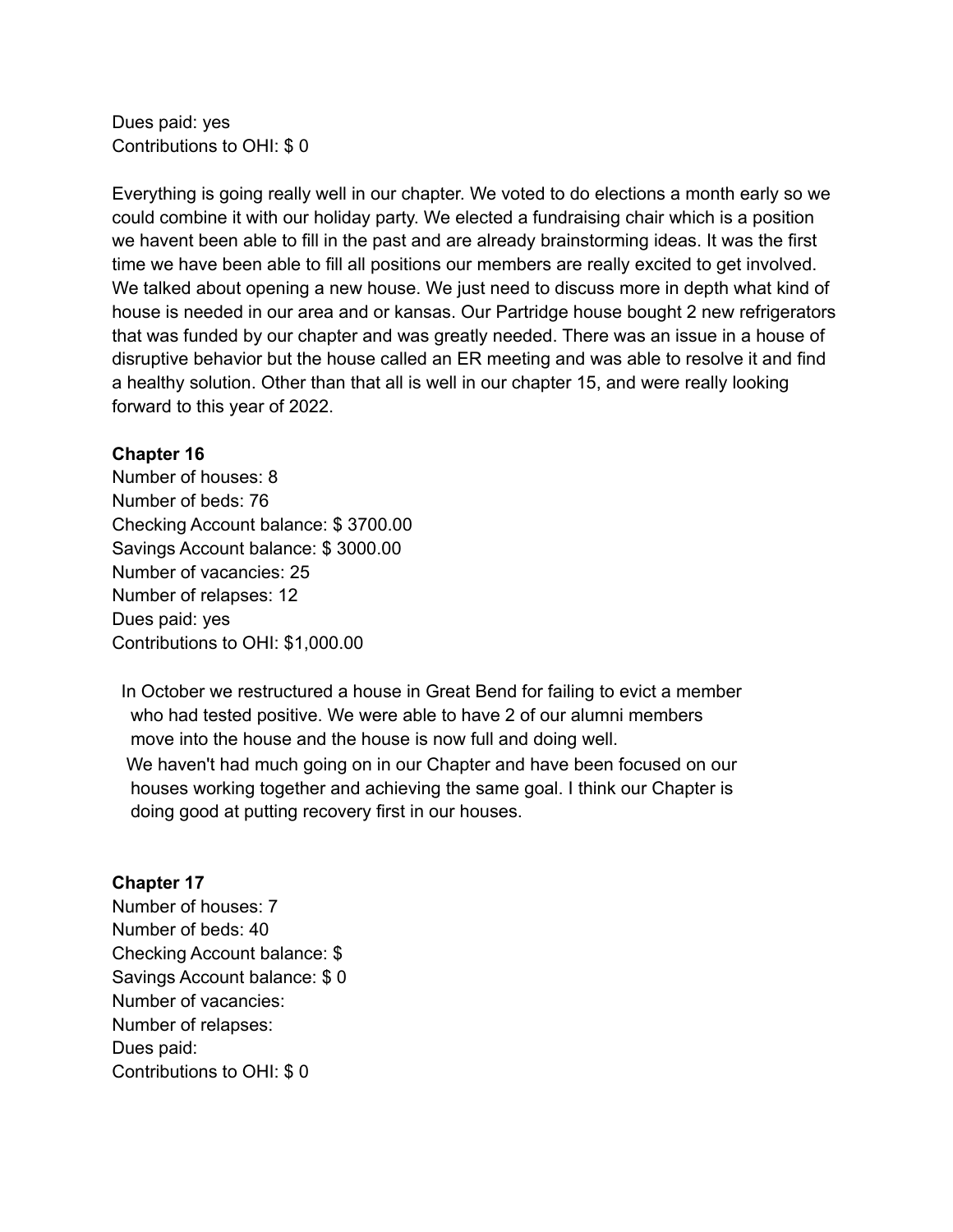Dues paid: yes
Contributions to OHI: $ 0

Everything is going really well in our chapter. We voted to do elections a month early so we could combine it with our holiday party. We elected a fundraising chair which is a position we havent been able to fill in the past and are already brainstorming ideas. It was the first time we have been able to fill all positions our members are really excited to get involved. We talked about opening a new house. We just need to discuss more in depth what kind of house is needed in our area and or kansas. Our Partridge house bought 2 new refrigerators that was funded by our chapter and was greatly needed. There was an issue in a house of disruptive behavior but the house called an ER meeting and was able to resolve it and find a healthy solution. Other than that all is well in our chapter 15, and were really looking forward to this year of 2022.

**Chapter 16**

Number of houses: 8
Number of beds: 76
Checking Account balance: $ 3700.00
Savings Account balance: $ 3000.00
Number of vacancies: 25
Number of relapses: 12
Dues paid: yes
Contributions to OHI: $1,000.00

In October we restructured a house in Great Bend for failing to evict a member who had tested positive. We were able to have 2 of our alumni members move into the house and the house is now full and doing well.
We haven't had much going on in our Chapter and have been focused on our houses working together and achieving the same goal. I think our Chapter is doing good at putting recovery first in our houses.

**Chapter 17**

Number of houses: 7
Number of beds: 40
Checking Account balance: $
Savings Account balance: $ 0
Number of vacancies:
Number of relapses:
Dues paid:
Contributions to OHI: $ 0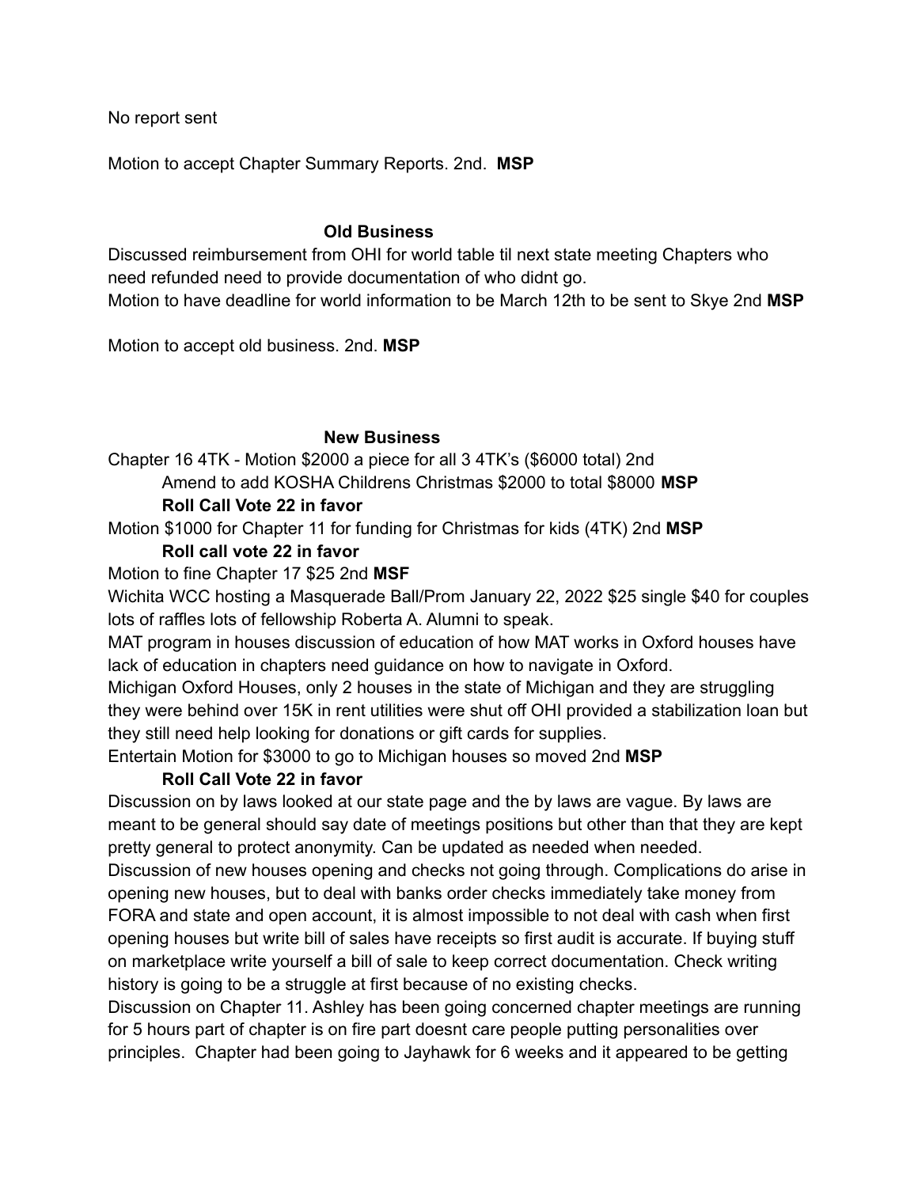No report sent

Motion to accept Chapter Summary Reports. 2nd. **MSP**

**Old Business**

Discussed reimbursement from OHI for world table til next state meeting Chapters who need refunded need to provide documentation of who didnt go.
Motion to have deadline for world information to be March 12th to be sent to Skye 2nd **MSP**

Motion to accept old business. 2nd. **MSP**

**New Business**

Chapter 16 4TK - Motion $2000 a piece for all 3 4TK's ($6000 total) 2nd
Amend to add KOSHA Childrens Christmas $2000 to total $8000 **MSP**
**Roll Call Vote 22 in favor**
Motion $1000 for Chapter 11 for funding for Christmas for kids (4TK) 2nd **MSP**
**Roll call vote 22 in favor**
Motion to fine Chapter 17 $25 2nd **MSF**
Wichita WCC hosting a Masquerade Ball/Prom January 22, 2022 $25 single $40 for couples lots of raffles lots of fellowship Roberta A. Alumni to speak.
MAT program in houses discussion of education of how MAT works in Oxford houses have lack of education in chapters need guidance on how to navigate in Oxford.
Michigan Oxford Houses, only 2 houses in the state of Michigan and they are struggling they were behind over 15K in rent utilities were shut off OHI provided a stabilization loan but they still need help looking for donations or gift cards for supplies.
Entertain Motion for $3000 to go to Michigan houses so moved 2nd **MSP**
**Roll Call Vote 22 in favor**
Discussion on by laws looked at our state page and the by laws are vague. By laws are meant to be general should say date of meetings positions but other than that they are kept pretty general to protect anonymity. Can be updated as needed when needed.
Discussion of new houses opening and checks not going through. Complications do arise in opening new houses, but to deal with banks order checks immediately take money from FORA and state and open account, it is almost impossible to not deal with cash when first opening houses but write bill of sales have receipts so first audit is accurate. If buying stuff on marketplace write yourself a bill of sale to keep correct documentation. Check writing history is going to be a struggle at first because of no existing checks.
Discussion on Chapter 11. Ashley has been going concerned chapter meetings are running for 5 hours part of chapter is on fire part doesnt care people putting personalities over principles. Chapter had been going to Jayhawk for 6 weeks and it appeared to be getting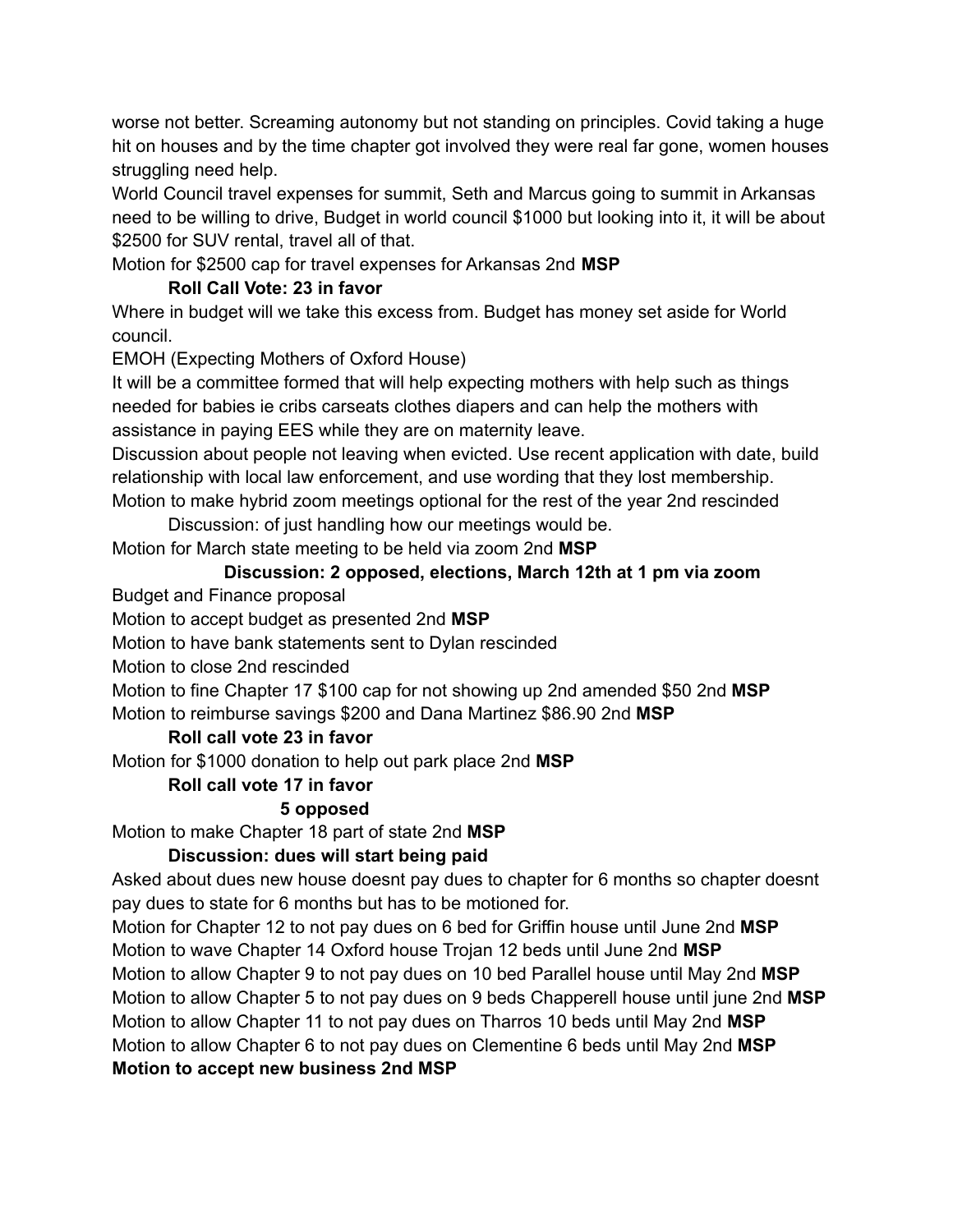worse not better. Screaming autonomy but not standing on principles. Covid taking a huge hit on houses and by the time chapter got involved they were real far gone, women houses struggling need help.

World Council travel expenses for summit, Seth and Marcus going to summit in Arkansas need to be willing to drive, Budget in world council $1000 but looking into it, it will be about $2500 for SUV rental, travel all of that.

Motion for $2500 cap for travel expenses for Arkansas 2nd **MSP**

  **Roll Call Vote: 23 in favor**

Where in budget will we take this excess from. Budget has money set aside for World council.

EMOH (Expecting Mothers of Oxford House)

It will be a committee formed that will help expecting mothers with help such as things needed for babies ie cribs carseats clothes diapers and can help the mothers with assistance in paying EES while they are on maternity leave.

Discussion about people not leaving when evicted. Use recent application with date, build relationship with local law enforcement, and use wording that they lost membership.

Motion to make hybrid zoom meetings optional for the rest of the year 2nd rescinded

  Discussion: of just handling how our meetings would be.

Motion for March state meeting to be held via zoom 2nd **MSP**

  **Discussion: 2 opposed, elections, March 12th at 1 pm via zoom**

Budget and Finance proposal

Motion to accept budget as presented 2nd **MSP**

Motion to have bank statements sent to Dylan rescinded

Motion to close 2nd rescinded

Motion to fine Chapter 17 $100 cap for not showing up 2nd amended $50 2nd **MSP**

Motion to reimburse savings $200 and Dana Martinez $86.90 2nd **MSP**

  **Roll call vote 23 in favor**

Motion for $1000 donation to help out park place 2nd **MSP**

  **Roll call vote 17 in favor**
  **5 opposed**

Motion to make Chapter 18 part of state 2nd **MSP**

  **Discussion: dues will start being paid**

Asked about dues new house doesnt pay dues to chapter for 6 months so chapter doesnt pay dues to state for 6 months but has to be motioned for.

Motion for Chapter 12 to not pay dues on 6 bed for Griffin house until June 2nd **MSP**

Motion to wave Chapter 14 Oxford house Trojan 12 beds until June 2nd **MSP**

Motion to allow Chapter 9 to not pay dues on 10 bed Parallel house until May 2nd **MSP**

Motion to allow Chapter 5 to not pay dues on 9 beds Chapperell house until june 2nd **MSP**

Motion to allow Chapter 11 to not pay dues on Tharros 10 beds until May 2nd **MSP**

Motion to allow Chapter 6 to not pay dues on Clementine 6 beds until May 2nd **MSP**

**Motion to accept new business 2nd MSP**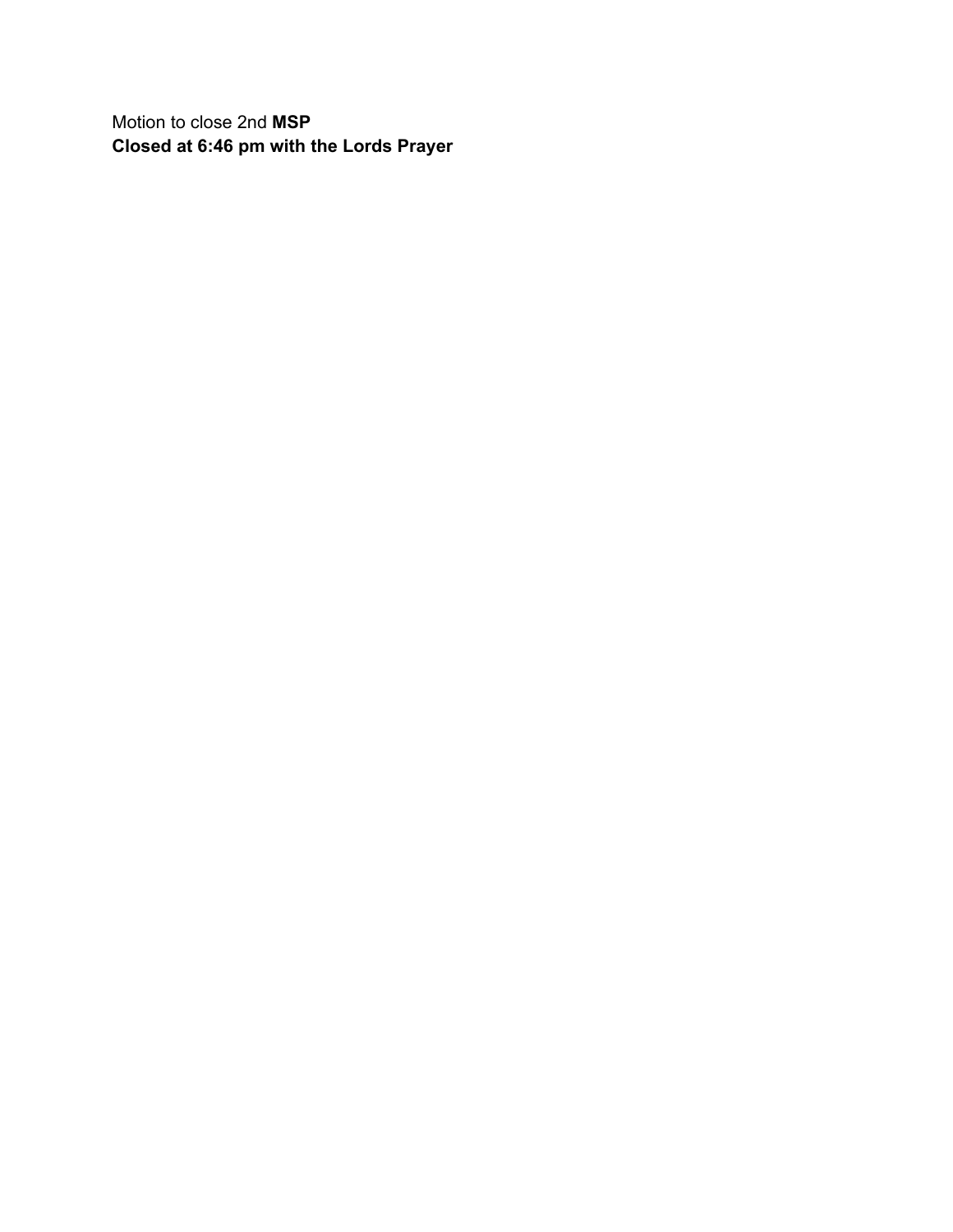Motion to close 2nd **MSP**
**Closed at 6:46 pm with the Lords Prayer**